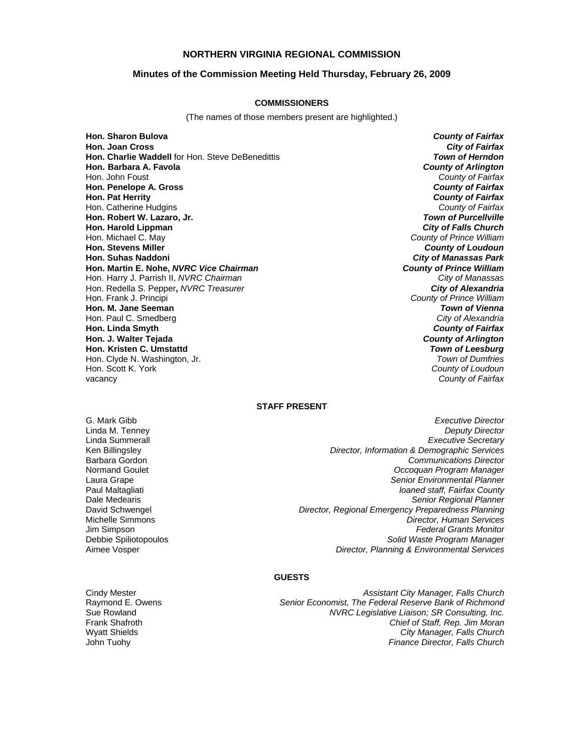# NORTHERN VIRGINIA REGIONAL COMMISSION

## Minutes of the Commission Meeting Held Thursday, February 26, 2009

### COMMISSIONERS

(The names of those members present are highlighted.)

| | |
|---|---|
| **Hon. Sharon Bulova** | ***County of Fairfax*** |
| **Hon. Joan Cross** | ***City of Fairfax*** |
| **Hon. Charlie Waddell** for Hon. Steve DeBenedittis | ***Town of Herndon*** |
| **Hon. Barbara A. Favola** | ***County of Arlington*** |
| Hon. John Foust | *County of Fairfax* |
| **Hon. Penelope A. Gross** | ***County of Fairfax*** |
| **Hon. Pat Herrity** | ***County of Fairfax*** |
| Hon. Catherine Hudgins | *County of Fairfax* |
| **Hon. Robert W. Lazaro, Jr.** | ***Town of Purcellville*** |
| **Hon. Harold Lippman** | ***City of Falls Church*** |
| Hon. Michael C. May | *County of Prince William* |
| **Hon. Stevens Miller** | ***County of Loudoun*** |
| **Hon. Suhas Naddoni** | ***City of Manassas Park*** |
| **Hon. Martin E. Nohe, *NVRC Vice Chairman*** | ***County of Prince William*** |
| Hon. Harry J. Parrish II, *NVRC Chairman* | *City of Manassas* |
| Hon. Redella S. Pepper**,** *NVRC Treasurer* | ***City of Alexandria*** |
| Hon. Frank J. Principi | *County of Prince William* |
| **Hon. M. Jane Seeman** | ***Town of Vienna*** |
| Hon. Paul C. Smedberg | *City of Alexandria* |
| **Hon. Linda Smyth** | ***County of Fairfax*** |
| **Hon. J. Walter Tejada** | ***County of Arlington*** |
| **Hon. Kristen C. Umstattd** | ***Town of Leesburg*** |
| Hon. Clyde N. Washington, Jr. | *Town of Dumfries* |
| Hon. Scott K. York | *County of Loudoun* |
| vacancy | *County of Fairfax* |

### STAFF PRESENT

| | |
|---|---|
| G. Mark Gibb | *Executive Director* |
| Linda M. Tenney | *Deputy Director* |
| Linda Summerall | *Executive Secretary* |
| Ken Billingsley | *Director, Information & Demographic Services* |
| Barbara Gordon | *Communications Director* |
| Normand Goulet | *Occoquan Program Manager* |
| Laura Grape | *Senior Environmental Planner* |
| Paul Maltagliati | *loaned staff, Fairfax County* |
| Dale Medearis | *Senior Regional Planner* |
| David Schwengel | *Director, Regional Emergency Preparedness Planning* |
| Michelle Simmons | *Director, Human Services* |
| Jim Simpson | *Federal Grants Monitor* |
| Debbie Spiliotopoulos | *Solid Waste Program Manager* |
| Aimee Vosper | *Director, Planning & Environmental Services* |

### GUESTS

| | |
|---|---|
| Cindy Mester | *Assistant City Manager, Falls Church* |
| Raymond E. Owens | *Senior Economist, The Federal Reserve Bank of Richmond* |
| Sue Rowland | *NVRC Legislative Liaison; SR Consulting, Inc.* |
| Frank Shafroth | *Chief of Staff, Rep. Jim Moran* |
| Wyatt Shields | *City Manager, Falls Church* |
| John Tuohy | *Finance Director, Falls Church* |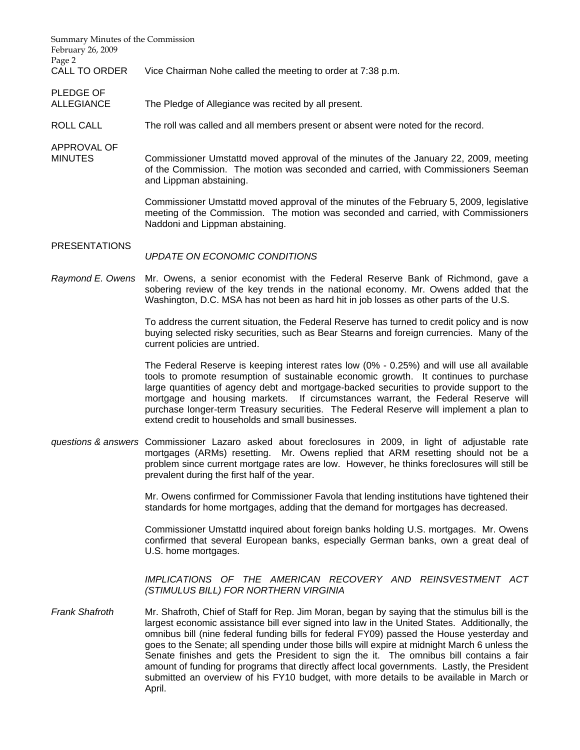**CALL TO ORDER** Vice Chairman Nohe called the meeting to order at 7:38 p.m.

**PLEDGE OF ALLEGIANCE** The Pledge of Allegiance was recited by all present.

**ROLL CALL** The roll was called and all members present or absent were noted for the record.

**APPROVAL OF MINUTES** Commissioner Umstattd moved approval of the minutes of the January 22, 2009, meeting of the Commission. The motion was seconded and carried, with Commissioners Seeman and Lippman abstaining.

Commissioner Umstattd moved approval of the minutes of the February 5, 2009, legislative meeting of the Commission. The motion was seconded and carried, with Commissioners Naddoni and Lippman abstaining.

**PRESENTATIONS**

*UPDATE ON ECONOMIC CONDITIONS*

*Raymond E. Owens* Mr. Owens, a senior economist with the Federal Reserve Bank of Richmond, gave a sobering review of the key trends in the national economy. Mr. Owens added that the Washington, D.C. MSA has not been as hard hit in job losses as other parts of the U.S.

To address the current situation, the Federal Reserve has turned to credit policy and is now buying selected risky securities, such as Bear Stearns and foreign currencies. Many of the current policies are untried.

The Federal Reserve is keeping interest rates low (0% - 0.25%) and will use all available tools to promote resumption of sustainable economic growth. It continues to purchase large quantities of agency debt and mortgage-backed securities to provide support to the mortgage and housing markets. If circumstances warrant, the Federal Reserve will purchase longer-term Treasury securities. The Federal Reserve will implement a plan to extend credit to households and small businesses.

*questions & answers* Commissioner Lazaro asked about foreclosures in 2009, in light of adjustable rate mortgages (ARMs) resetting. Mr. Owens replied that ARM resetting should not be a problem since current mortgage rates are low. However, he thinks foreclosures will still be prevalent during the first half of the year.

Mr. Owens confirmed for Commissioner Favola that lending institutions have tightened their standards for home mortgages, adding that the demand for mortgages has decreased.

Commissioner Umstattd inquired about foreign banks holding U.S. mortgages. Mr. Owens confirmed that several European banks, especially German banks, own a great deal of U.S. home mortgages.

*IMPLICATIONS OF THE AMERICAN RECOVERY AND REINSVESTMENT ACT (STIMULUS BILL) FOR NORTHERN VIRGINIA*

*Frank Shafroth* Mr. Shafroth, Chief of Staff for Rep. Jim Moran, began by saying that the stimulus bill is the largest economic assistance bill ever signed into law in the United States. Additionally, the omnibus bill (nine federal funding bills for federal FY09) passed the House yesterday and goes to the Senate; all spending under those bills will expire at midnight March 6 unless the Senate finishes and gets the President to sign the it. The omnibus bill contains a fair amount of funding for programs that directly affect local governments. Lastly, the President submitted an overview of his FY10 budget, with more details to be available in March or April.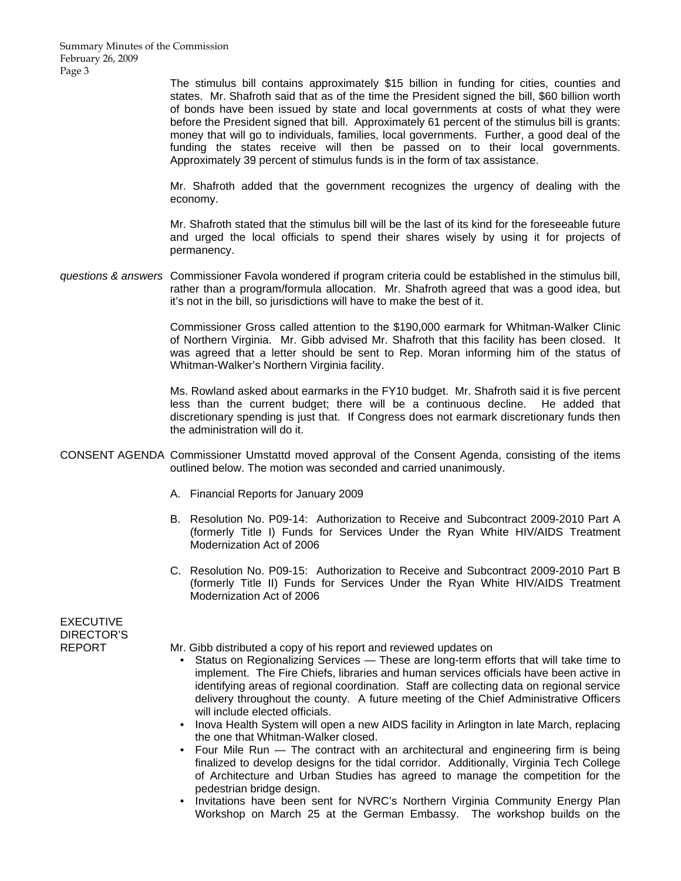The stimulus bill contains approximately $15 billion in funding for cities, counties and states. Mr. Shafroth said that as of the time the President signed the bill, $60 billion worth of bonds have been issued by state and local governments at costs of what they were before the President signed that bill. Approximately 61 percent of the stimulus bill is grants: money that will go to individuals, families, local governments. Further, a good deal of the funding the states receive will then be passed on to their local governments. Approximately 39 percent of stimulus funds is in the form of tax assistance.

Mr. Shafroth added that the government recognizes the urgency of dealing with the economy.

Mr. Shafroth stated that the stimulus bill will be the last of its kind for the foreseeable future and urged the local officials to spend their shares wisely by using it for projects of permanency.

*questions & answers* Commissioner Favola wondered if program criteria could be established in the stimulus bill, rather than a program/formula allocation. Mr. Shafroth agreed that was a good idea, but it's not in the bill, so jurisdictions will have to make the best of it.

Commissioner Gross called attention to the $190,000 earmark for Whitman-Walker Clinic of Northern Virginia. Mr. Gibb advised Mr. Shafroth that this facility has been closed. It was agreed that a letter should be sent to Rep. Moran informing him of the status of Whitman-Walker's Northern Virginia facility.

Ms. Rowland asked about earmarks in the FY10 budget. Mr. Shafroth said it is five percent less than the current budget; there will be a continuous decline. He added that discretionary spending is just that. If Congress does not earmark discretionary funds then the administration will do it.

CONSENT AGENDA Commissioner Umstattd moved approval of the Consent Agenda, consisting of the items outlined below. The motion was seconded and carried unanimously.

A. Financial Reports for January 2009

B. Resolution No. P09-14: Authorization to Receive and Subcontract 2009-2010 Part A (formerly Title I) Funds for Services Under the Ryan White HIV/AIDS Treatment Modernization Act of 2006

C. Resolution No. P09-15: Authorization to Receive and Subcontract 2009-2010 Part B (formerly Title II) Funds for Services Under the Ryan White HIV/AIDS Treatment Modernization Act of 2006

EXECUTIVE DIRECTOR'S REPORT

Mr. Gibb distributed a copy of his report and reviewed updates on

- Status on Regionalizing Services — These are long-term efforts that will take time to implement. The Fire Chiefs, libraries and human services officials have been active in identifying areas of regional coordination. Staff are collecting data on regional service delivery throughout the county. A future meeting of the Chief Administrative Officers will include elected officials.
- Inova Health System will open a new AIDS facility in Arlington in late March, replacing the one that Whitman-Walker closed.
- Four Mile Run — The contract with an architectural and engineering firm is being finalized to develop designs for the tidal corridor. Additionally, Virginia Tech College of Architecture and Urban Studies has agreed to manage the competition for the pedestrian bridge design.
- Invitations have been sent for NVRC's Northern Virginia Community Energy Plan Workshop on March 25 at the German Embassy. The workshop builds on the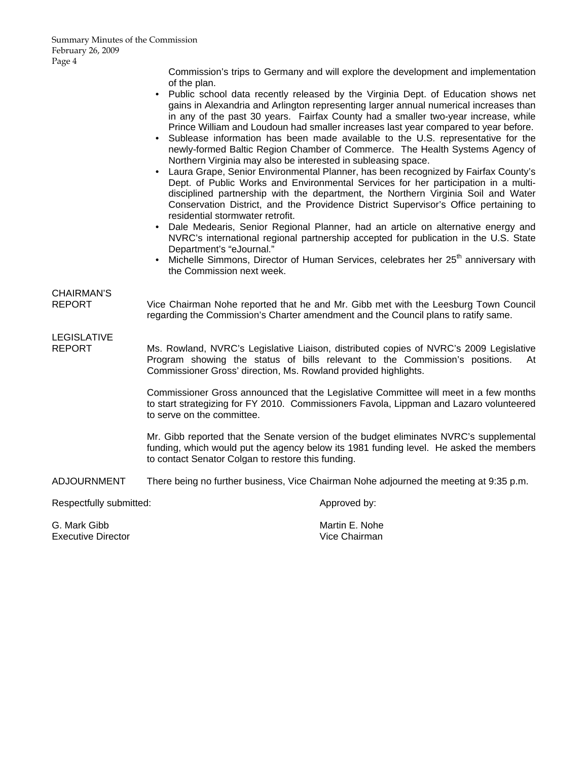Commission's trips to Germany and will explore the development and implementation of the plan.

- Public school data recently released by the Virginia Dept. of Education shows net gains in Alexandria and Arlington representing larger annual numerical increases than in any of the past 30 years. Fairfax County had a smaller two-year increase, while Prince William and Loudoun had smaller increases last year compared to year before.
- Sublease information has been made available to the U.S. representative for the newly-formed Baltic Region Chamber of Commerce. The Health Systems Agency of Northern Virginia may also be interested in subleasing space.
- Laura Grape, Senior Environmental Planner, has been recognized by Fairfax County's Dept. of Public Works and Environmental Services for her participation in a multi-disciplined partnership with the department, the Northern Virginia Soil and Water Conservation District, and the Providence District Supervisor's Office pertaining to residential stormwater retrofit.
- Dale Medearis, Senior Regional Planner, had an article on alternative energy and NVRC's international regional partnership accepted for publication in the U.S. State Department's "eJournal."
- Michelle Simmons, Director of Human Services, celebrates her 25th anniversary with the Commission next week.

**CHAIRMAN'S REPORT**

Vice Chairman Nohe reported that he and Mr. Gibb met with the Leesburg Town Council regarding the Commission's Charter amendment and the Council plans to ratify same.

**LEGISLATIVE REPORT**

Ms. Rowland, NVRC's Legislative Liaison, distributed copies of NVRC's 2009 Legislative Program showing the status of bills relevant to the Commission's positions. At Commissioner Gross' direction, Ms. Rowland provided highlights.

Commissioner Gross announced that the Legislative Committee will meet in a few months to start strategizing for FY 2010. Commissioners Favola, Lippman and Lazaro volunteered to serve on the committee.

Mr. Gibb reported that the Senate version of the budget eliminates NVRC's supplemental funding, which would put the agency below its 1981 funding level. He asked the members to contact Senator Colgan to restore this funding.

**ADJOURNMENT**

There being no further business, Vice Chairman Nohe adjourned the meeting at 9:35 p.m.

| | |
|---|---|
| Respectfully submitted: | Approved by: |
| G. Mark Gibb<br>Executive Director | Martin E. Nohe<br>Vice Chairman |